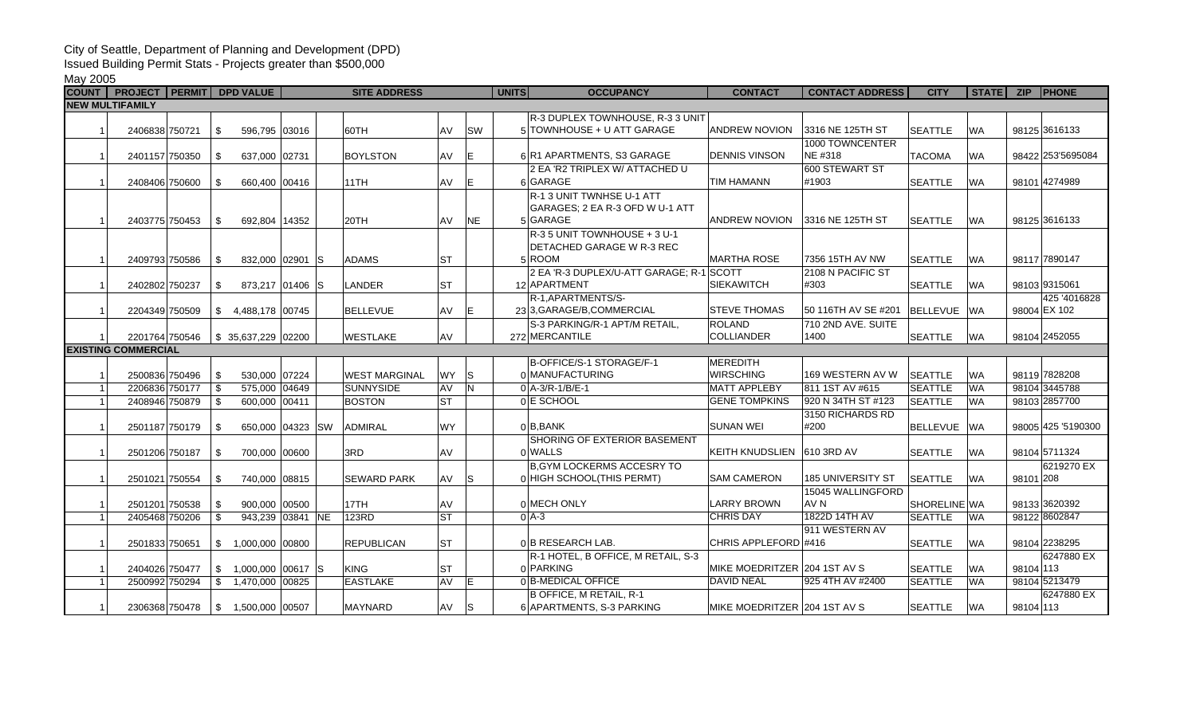City of Seattle, Department of Planning and Development (DPD)

Issued Building Permit Stats - Projects greater than $500,000

May 2005

| COUNT | PROJECT | PERMIT | DPD VALUE | SITE ADDRESS | | | | | UNITS | OCCUPANCY | CONTACT | CONTACT ADDRESS | CITY | STATE | ZIP | PHONE |
|---|---|---|---|---|---|---|---|---|---|---|---|---|---|---|---|---|
| **NEW MULTIFAMILY** | | | | | | | | | | | | | | | | |
| 1 | 2406838 | 750721 | $ 596,795 | 03016 | | 60TH | AV | SW | 5 | R-3 DUPLEX TOWNHOUSE, R-3 3 UNIT TOWNHOUSE + U ATT GARAGE | ANDREW NOVION | 3316 NE 125TH ST | SEATTLE | WA | 98125 | 3616133 |
| 1 | 2401157 | 750350 | $ 637,000 | 02731 | | BOYLSTON | AV | E | 6 | R1 APARTMENTS, S3 GARAGE | DENNIS VINSON | 1000 TOWNCENTER NE #318 | TACOMA | WA | 98422 | 253'5695084 |
| 1 | 2408406 | 750600 | $ 660,400 | 00416 | | 11TH | AV | E | 6 | 2 EA 'R2 TRIPLEX W/ ATTACHED U GARAGE | TIM HAMANN | 600 STEWART ST #1903 | SEATTLE | WA | 98101 | 4274989 |
| 1 | 2403775 | 750453 | $ 692,804 | 14352 | | 20TH | AV | NE | 5 | R-1 3 UNIT TWNHSE U-1 ATT GARAGES; 2 EA R-3 OFD W U-1 ATT GARAGE | ANDREW NOVION | 3316 NE 125TH ST | SEATTLE | WA | 98125 | 3616133 |
| 1 | 2409793 | 750586 | $ 832,000 | 02901 | S | ADAMS | ST | | 5 | R-3 5 UNIT TOWNHOUSE + 3 U-1 DETACHED GARAGE W R-3 REC ROOM | MARTHA ROSE | 7356 15TH AV NW | SEATTLE | WA | 98117 | 7890147 |
| 1 | 2402802 | 750237 | $ 873,217 | 01406 | S | LANDER | ST | | 12 | 2 EA 'R-3 DUPLEX/U-ATT GARAGE; R-1 APARTMENT | SCOTT SIEKAWITCH | 2108 N PACIFIC ST #303 | SEATTLE | WA | 98103 | 9315061 |
| 1 | 2204349 | 750509 | $ 4,488,178 | 00745 | | BELLEVUE | AV | E | 23 | R-1,APARTMENTS/S-3,GARAGE/B,COMMERCIAL | STEVE THOMAS | 50 116TH AV SE #201 | BELLEVUE | WA | 98004 | 425 '4016828 EX 102 |
| 1 | 2201764 | 750546 | $ 35,637,229 | 02200 | | WESTLAKE | AV | | 272 | S-3 PARKING/R-1 APT/M RETAIL, MERCANTILE | ROLAND COLLIANDER | 710 2ND AVE. SUITE 1400 | SEATTLE | WA | 98104 | 2452055 |
| **EXISTING COMMERCIAL** | | | | | | | | | | | | | | | | |
| 1 | 2500836 | 750496 | $ 530,000 | 07224 | | WEST MARGINAL | WY | S | 0 | B-OFFICE/S-1 STORAGE/F-1 MANUFACTURING | MEREDITH WIRSCHING | 169 WESTERN AV W | SEATTLE | WA | 98119 | 7828208 |
| 1 | 2206836 | 750177 | $ 575,000 | 04649 | | SUNNYSIDE | AV | N | 0 | A-3/R-1/B/E-1 | MATT APPLEBY | 811 1ST AV #615 | SEATTLE | WA | 98104 | 3445788 |
| 1 | 2408946 | 750879 | $ 600,000 | 00411 | | BOSTON | ST | | 0 | E SCHOOL | GENE TOMPKINS | 920 N 34TH ST #123 | SEATTLE | WA | 98103 | 2857700 |
| 1 | 2501187 | 750179 | $ 650,000 | 04323 | SW | ADMIRAL | WY | | 0 | B,BANK | SUNAN WEI | 3150 RICHARDS RD #200 | BELLEVUE | WA | 98005 | 425 '5190300 |
| 1 | 2501206 | 750187 | $ 700,000 | 00600 | | 3RD | AV | | 0 | SHORING OF EXTERIOR BASEMENT WALLS | KEITH KNUDSLIEN | 610 3RD AV | SEATTLE | WA | 98104 | 5711324 |
| 1 | 2501021 | 750554 | $ 740,000 | 08815 | | SEWARD PARK | AV | S | 0 | B,GYM LOCKERMS ACCESRY TO HIGH SCHOOL(THIS PERMT) | SAM CAMERON | 185 UNIVERSITY ST | SEATTLE | WA | 98101 | 6219270 EX 208 |
| 1 | 2501201 | 750538 | $ 900,000 | 00500 | | 17TH | AV | | 0 | MECH ONLY | LARRY BROWN | 15045 WALLINGFORD AV N | SHORELINE | WA | 98133 | 3620392 |
| 1 | 2405468 | 750206 | $ 943,239 | 03841 | NE | 123RD | ST | | 0 | A-3 | CHRIS DAY | 1822D 14TH AV | SEATTLE | WA | 98122 | 8602847 |
| 1 | 2501833 | 750651 | $ 1,000,000 | 00800 | | REPUBLICAN | ST | | 0 | B RESEARCH LAB. | CHRIS APPLEFORD | 911 WESTERN AV #416 | SEATTLE | WA | 98104 | 2238295 |
| 1 | 2404026 | 750477 | $ 1,000,000 | 00617 | S | KING | ST | | 0 | R-1 HOTEL, B OFFICE, M RETAIL, S-3 PARKING | MIKE MOEDRITZER | 204 1ST AV S | SEATTLE | WA | 98104 | 6247880 EX 113 |
| 1 | 2500992 | 750294 | $ 1,470,000 | 00825 | | EASTLAKE | AV | E | 0 | B-MEDICAL OFFICE | DAVID NEAL | 925 4TH AV #2400 | SEATTLE | WA | 98104 | 5213479 |
| 1 | 2306368 | 750478 | $ 1,500,000 | 00507 | | MAYNARD | AV | S | 6 | B OFFICE, M RETAIL, R-1 APARTMENTS, S-3 PARKING | MIKE MOEDRITZER | 204 1ST AV S | SEATTLE | WA | 98104 | 6247880 EX 113 |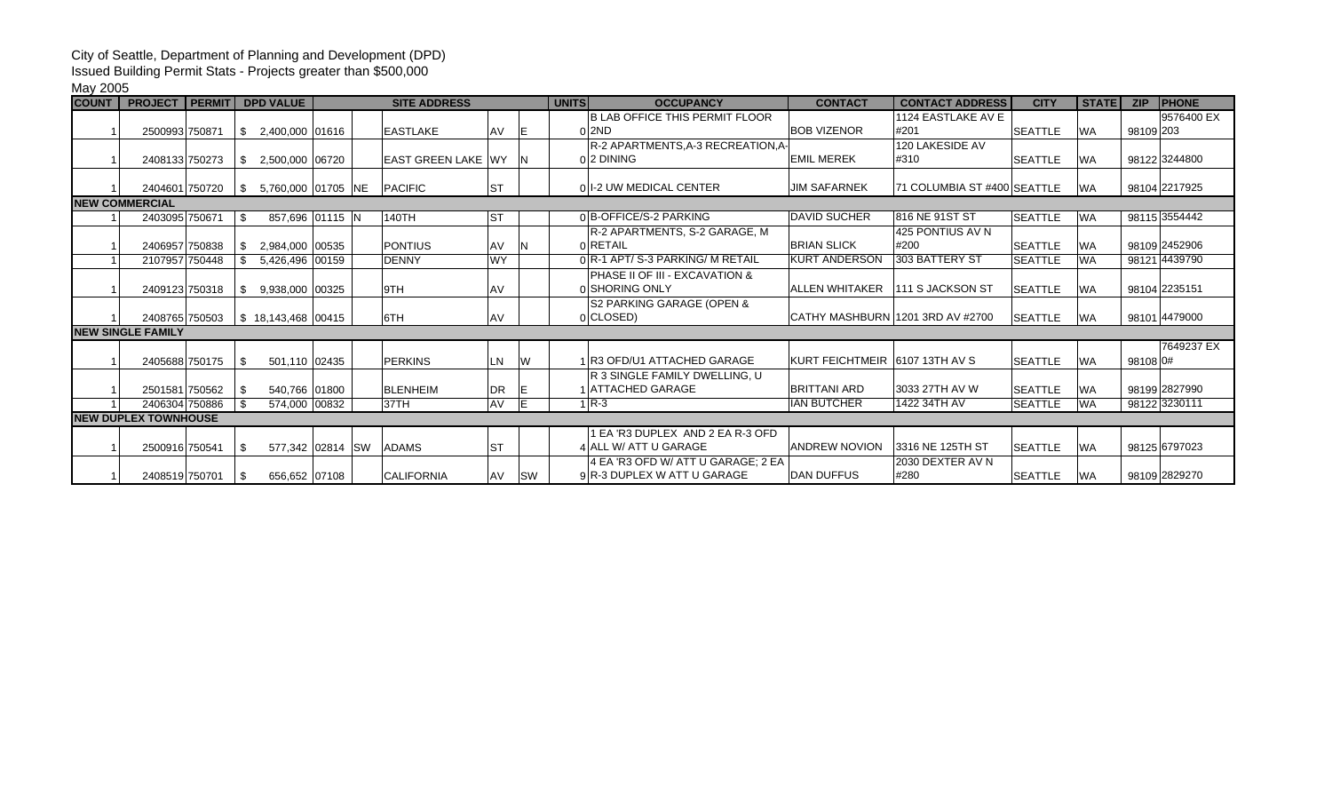City of Seattle, Department of Planning and Development (DPD)
Issued Building Permit Stats - Projects greater than $500,000
May 2005

| COUNT | PROJECT | PERMIT | DPD VALUE | SITE ADDRESS | | | | | UNITS | OCCUPANCY | CONTACT | CONTACT ADDRESS | CITY | STATE | ZIP | PHONE |
|---|---|---|---|---|---|---|---|---|---|---|---|---|---|---|---|---|
| 1 | 2500993 | 750871 | $ 2,400,000 | 01616 | | EASTLAKE | AV | E | 0 | B LAB OFFICE THIS PERMIT FLOOR 2ND | BOB VIZENOR | 1124 EASTLAKE AV E #201 | SEATTLE | WA | 98109 | 9576400 EX 203 |
| 1 | 2408133 | 750273 | $ 2,500,000 | 06720 | | EAST GREEN LAKE | WY | N | 0 | R-2 APARTMENTS,A-3 RECREATION,A-2 DINING | EMIL MEREK | 120 LAKESIDE AV #310 | SEATTLE | WA | 98122 | 3244800 |
| 1 | 2404601 | 750720 | $ 5,760,000 | 01705 | NE | PACIFIC | ST | | 0 | I-2 UW MEDICAL CENTER | JIM SAFARNEK | 71 COLUMBIA ST #400 | SEATTLE | WA | 98104 | 2217925 |
| **NEW COMMERCIAL** | | | | | | | | | | | | | | | | |
| 1 | 2403095 | 750671 | $ 857,696 | 01115 | N | 140TH | ST | | 0 | B-OFFICE/S-2 PARKING | DAVID SUCHER | 816 NE 91ST ST | SEATTLE | WA | 98115 | 3554442 |
| 1 | 2406957 | 750838 | $ 2,984,000 | 00535 | | PONTIUS | AV | N | 0 | R-2 APARTMENTS, S-2 GARAGE, M RETAIL | BRIAN SLICK | 425 PONTIUS AV N #200 | SEATTLE | WA | 98109 | 2452906 |
| 1 | 2107957 | 750448 | $ 5,426,496 | 00159 | | DENNY | WY | | 0 | R-1 APT/ S-3 PARKING/ M RETAIL | KURT ANDERSON | 303 BATTERY ST | SEATTLE | WA | 98121 | 4439790 |
| 1 | 2409123 | 750318 | $ 9,938,000 | 00325 | | 9TH | AV | | 0 | PHASE II OF III - EXCAVATION & SHORING ONLY | ALLEN WHITAKER | 111 S JACKSON ST | SEATTLE | WA | 98104 | 2235151 |
| 1 | 2408765 | 750503 | $ 18,143,468 | 00415 | | 6TH | AV | | 0 | S2 PARKING GARAGE (OPEN & CLOSED) | CATHY MASHBURN | 1201 3RD AV #2700 | SEATTLE | WA | 98101 | 4479000 |
| **NEW SINGLE FAMILY** | | | | | | | | | | | | | | | | |
| 1 | 2405688 | 750175 | $ 501,110 | 02435 | | PERKINS | LN | W | 1 | R3 OFD/U1 ATTACHED GARAGE | KURT FEICHTMEIR | 6107 13TH AV S | SEATTLE | WA | 98108 | 7649237 EX 0# |
| 1 | 2501581 | 750562 | $ 540,766 | 01800 | | BLENHEIM | DR | E | 1 | R 3 SINGLE FAMILY DWELLING, U ATTACHED GARAGE | BRITTANI ARD | 3033 27TH AV W | SEATTLE | WA | 98199 | 2827990 |
| 1 | 2406304 | 750886 | $ 574,000 | 00832 | | 37TH | AV | E | 1 | R-3 | IAN BUTCHER | 1422 34TH AV | SEATTLE | WA | 98122 | 3230111 |
| **NEW DUPLEX TOWNHOUSE** | | | | | | | | | | | | | | | | |
| 1 | 2500916 | 750541 | $ 577,342 | 02814 | SW | ADAMS | ST | | 4 | 1 EA 'R3 DUPLEX AND 2 EA R-3 OFD ALL W/ ATT U GARAGE | ANDREW NOVION | 3316 NE 125TH ST | SEATTLE | WA | 98125 | 6797023 |
| 1 | 2408519 | 750701 | $ 656,652 | 07108 | | CALIFORNIA | AV | SW | 9 | 4 EA 'R3 OFD W/ ATT U GARAGE; 2 EA R-3 DUPLEX W ATT U GARAGE | DAN DUFFUS | 2030 DEXTER AV N #280 | SEATTLE | WA | 98109 | 2829270 |